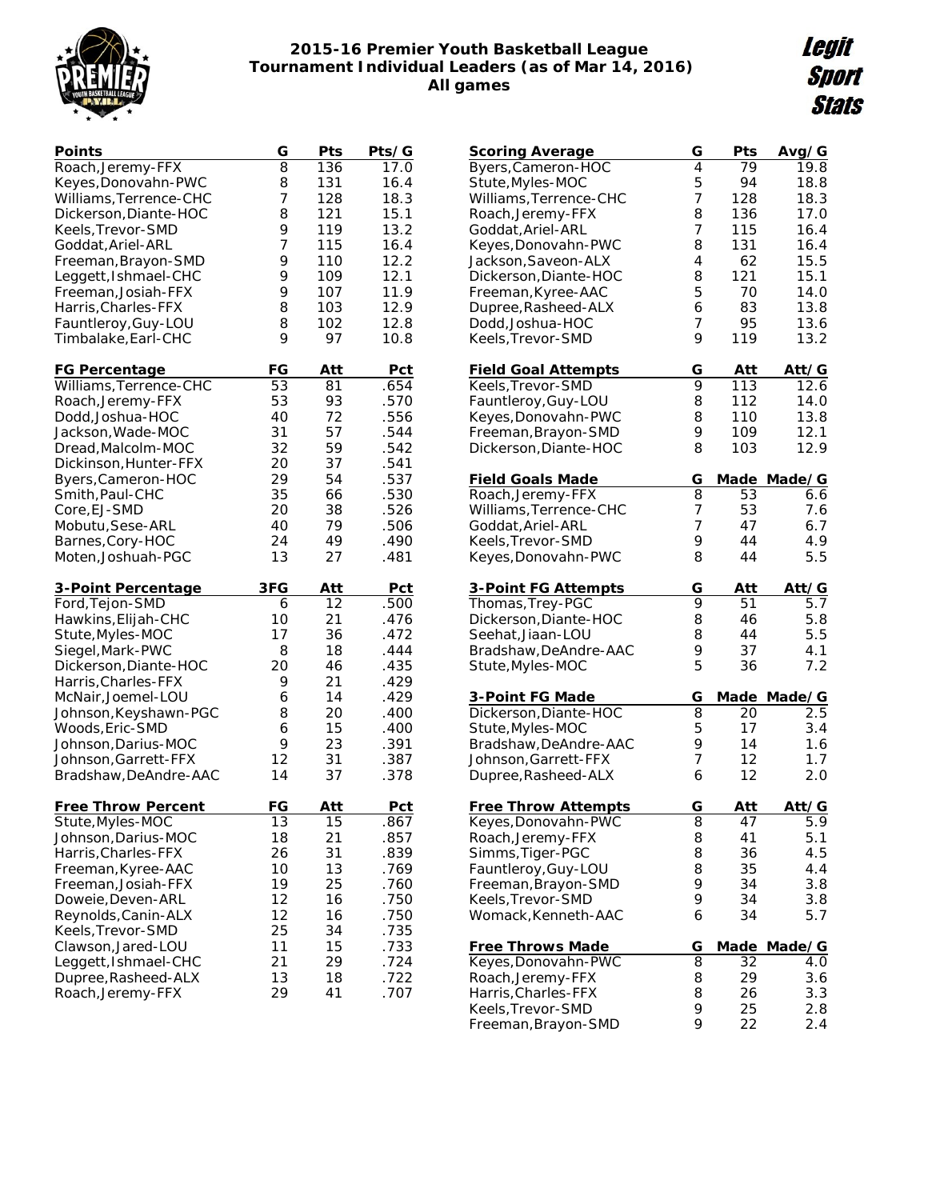# 2015-16 Premier Youth Basketball League
## Tournament Individual Leaders (as of Mar 14, 2016)
### All games

Legit Sport Stats

| Points | G | Pts | Pts/G |
|---|---|---|---|
| Roach,Jeremy-FFX | 8 | 136 | 17.0 |
| Keyes,Donovahn-PWC | 8 | 131 | 16.4 |
| Williams,Terrence-CHC | 7 | 128 | 18.3 |
| Dickerson,Diante-HOC | 8 | 121 | 15.1 |
| Keels,Trevor-SMD | 9 | 119 | 13.2 |
| Goddat,Ariel-ARL | 7 | 115 | 16.4 |
| Freeman,Brayon-SMD | 9 | 110 | 12.2 |
| Leggett,Ishmael-CHC | 9 | 109 | 12.1 |
| Freeman,Josiah-FFX | 9 | 107 | 11.9 |
| Harris,Charles-FFX | 8 | 103 | 12.9 |
| Fauntleroy,Guy-LOU | 8 | 102 | 12.8 |
| Timbalake,Earl-CHC | 9 | 97 | 10.8 |

| FG Percentage | FG | Att | Pct |
|---|---|---|---|
| Williams,Terrence-CHC | 53 | 81 | .654 |
| Roach,Jeremy-FFX | 53 | 93 | .570 |
| Dodd,Joshua-HOC | 40 | 72 | .556 |
| Jackson,Wade-MOC | 31 | 57 | .544 |
| Dread,Malcolm-MOC | 32 | 59 | .542 |
| Dickinson,Hunter-FFX | 20 | 37 | .541 |
| Byers,Cameron-HOC | 29 | 54 | .537 |
| Smith,Paul-CHC | 35 | 66 | .530 |
| Core,EJ-SMD | 20 | 38 | .526 |
| Mobutu,Sese-ARL | 40 | 79 | .506 |
| Barnes,Cory-HOC | 24 | 49 | .490 |
| Moten,Joshuah-PGC | 13 | 27 | .481 |

| 3-Point Percentage | 3FG | Att | Pct |
|---|---|---|---|
| Ford,Tejon-SMD | 6 | 12 | .500 |
| Hawkins,Elijah-CHC | 10 | 21 | .476 |
| Stute,Myles-MOC | 17 | 36 | .472 |
| Siegel,Mark-PWC | 8 | 18 | .444 |
| Dickerson,Diante-HOC | 20 | 46 | .435 |
| Harris,Charles-FFX | 9 | 21 | .429 |
| McNair,Joemel-LOU | 6 | 14 | .429 |
| Johnson,Keyshawn-PGC | 8 | 20 | .400 |
| Woods,Eric-SMD | 6 | 15 | .400 |
| Johnson,Darius-MOC | 9 | 23 | .391 |
| Johnson,Garrett-FFX | 12 | 31 | .387 |
| Bradshaw,DeAndre-AAC | 14 | 37 | .378 |

| Free Throw Percent | FG | Att | Pct |
|---|---|---|---|
| Stute,Myles-MOC | 13 | 15 | .867 |
| Johnson,Darius-MOC | 18 | 21 | .857 |
| Harris,Charles-FFX | 26 | 31 | .839 |
| Freeman,Kyree-AAC | 10 | 13 | .769 |
| Freeman,Josiah-FFX | 19 | 25 | .760 |
| Doweie,Deven-ARL | 12 | 16 | .750 |
| Reynolds,Canin-ALX | 12 | 16 | .750 |
| Keels,Trevor-SMD | 25 | 34 | .735 |
| Clawson,Jared-LOU | 11 | 15 | .733 |
| Leggett,Ishmael-CHC | 21 | 29 | .724 |
| Dupree,Rasheed-ALX | 13 | 18 | .722 |
| Roach,Jeremy-FFX | 29 | 41 | .707 |

| Scoring Average | G | Pts | Avg/G |
|---|---|---|---|
| Byers,Cameron-HOC | 4 | 79 | 19.8 |
| Stute,Myles-MOC | 5 | 94 | 18.8 |
| Williams,Terrence-CHC | 7 | 128 | 18.3 |
| Roach,Jeremy-FFX | 8 | 136 | 17.0 |
| Goddat,Ariel-ARL | 7 | 115 | 16.4 |
| Keyes,Donovahn-PWC | 8 | 131 | 16.4 |
| Jackson,Saveon-ALX | 4 | 62 | 15.5 |
| Dickerson,Diante-HOC | 8 | 121 | 15.1 |
| Freeman,Kyree-AAC | 5 | 70 | 14.0 |
| Dupree,Rasheed-ALX | 6 | 83 | 13.8 |
| Dodd,Joshua-HOC | 7 | 95 | 13.6 |
| Keels,Trevor-SMD | 9 | 119 | 13.2 |

| Field Goal Attempts | G | Att | Att/G |
|---|---|---|---|
| Keels,Trevor-SMD | 9 | 113 | 12.6 |
| Fauntleroy,Guy-LOU | 8 | 112 | 14.0 |
| Keyes,Donovahn-PWC | 8 | 110 | 13.8 |
| Freeman,Brayon-SMD | 9 | 109 | 12.1 |
| Dickerson,Diante-HOC | 8 | 103 | 12.9 |

| Field Goals Made | G | Made | Made/G |
|---|---|---|---|
| Roach,Jeremy-FFX | 8 | 53 | 6.6 |
| Williams,Terrence-CHC | 7 | 53 | 7.6 |
| Goddat,Ariel-ARL | 7 | 47 | 6.7 |
| Keels,Trevor-SMD | 9 | 44 | 4.9 |
| Keyes,Donovahn-PWC | 8 | 44 | 5.5 |

| 3-Point FG Attempts | G | Att | Att/G |
|---|---|---|---|
| Thomas,Trey-PGC | 9 | 51 | 5.7 |
| Dickerson,Diante-HOC | 8 | 46 | 5.8 |
| Seehat,Jiaan-LOU | 8 | 44 | 5.5 |
| Bradshaw,DeAndre-AAC | 9 | 37 | 4.1 |
| Stute,Myles-MOC | 5 | 36 | 7.2 |

| 3-Point FG Made | G | Made | Made/G |
|---|---|---|---|
| Dickerson,Diante-HOC | 8 | 20 | 2.5 |
| Stute,Myles-MOC | 5 | 17 | 3.4 |
| Bradshaw,DeAndre-AAC | 9 | 14 | 1.6 |
| Johnson,Garrett-FFX | 7 | 12 | 1.7 |
| Dupree,Rasheed-ALX | 6 | 12 | 2.0 |

| Free Throw Attempts | G | Att | Att/G |
|---|---|---|---|
| Keyes,Donovahn-PWC | 8 | 47 | 5.9 |
| Roach,Jeremy-FFX | 8 | 41 | 5.1 |
| Simms,Tiger-PGC | 8 | 36 | 4.5 |
| Fauntleroy,Guy-LOU | 8 | 35 | 4.4 |
| Freeman,Brayon-SMD | 9 | 34 | 3.8 |
| Keels,Trevor-SMD | 9 | 34 | 3.8 |
| Womack,Kenneth-AAC | 6 | 34 | 5.7 |

| Free Throws Made | G | Made | Made/G |
|---|---|---|---|
| Keyes,Donovahn-PWC | 8 | 32 | 4.0 |
| Roach,Jeremy-FFX | 8 | 29 | 3.6 |
| Harris,Charles-FFX | 8 | 26 | 3.3 |
| Keels,Trevor-SMD | 9 | 25 | 2.8 |
| Freeman,Brayon-SMD | 9 | 22 | 2.4 |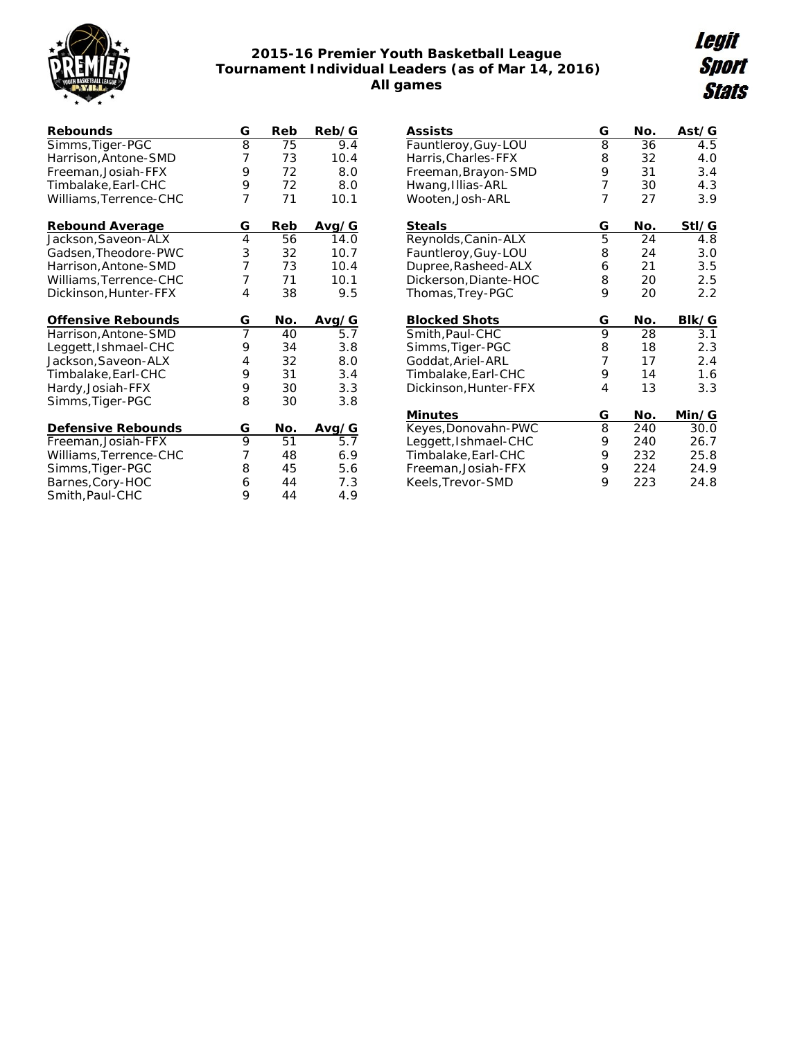## 2015-16 Premier Youth Basketball League
## Tournament Individual Leaders (as of Mar 14, 2016)
## All games

Legit Sport Stats

| Rebounds | G | Reb | Reb/G |
|---|---|---|---|
| Simms,Tiger-PGC | 8 | 75 | 9.4 |
| Harrison,Antone-SMD | 7 | 73 | 10.4 |
| Freeman,Josiah-FFX | 9 | 72 | 8.0 |
| Timbalake,Earl-CHC | 9 | 72 | 8.0 |
| Williams,Terrence-CHC | 7 | 71 | 10.1 |

| Rebound Average | G | Reb | Avg/G |
|---|---|---|---|
| Jackson,Saveon-ALX | 4 | 56 | 14.0 |
| Gadsen,Theodore-PWC | 3 | 32 | 10.7 |
| Harrison,Antone-SMD | 7 | 73 | 10.4 |
| Williams,Terrence-CHC | 7 | 71 | 10.1 |
| Dickinson,Hunter-FFX | 4 | 38 | 9.5 |

| Offensive Rebounds | G | No. | Avg/G |
|---|---|---|---|
| Harrison,Antone-SMD | 7 | 40 | 5.7 |
| Leggett,Ishmael-CHC | 9 | 34 | 3.8 |
| Jackson,Saveon-ALX | 4 | 32 | 8.0 |
| Timbalake,Earl-CHC | 9 | 31 | 3.4 |
| Hardy,Josiah-FFX | 9 | 30 | 3.3 |
| Simms,Tiger-PGC | 8 | 30 | 3.8 |

| Defensive Rebounds | G | No. | Avg/G |
|---|---|---|---|
| Freeman,Josiah-FFX | 9 | 51 | 5.7 |
| Williams,Terrence-CHC | 7 | 48 | 6.9 |
| Simms,Tiger-PGC | 8 | 45 | 5.6 |
| Barnes,Cory-HOC | 6 | 44 | 7.3 |
| Smith,Paul-CHC | 9 | 44 | 4.9 |

| Assists | G | No. | Ast/G |
|---|---|---|---|
| Fauntleroy,Guy-LOU | 8 | 36 | 4.5 |
| Harris,Charles-FFX | 8 | 32 | 4.0 |
| Freeman,Brayon-SMD | 9 | 31 | 3.4 |
| Hwang,Illias-ARL | 7 | 30 | 4.3 |
| Wooten,Josh-ARL | 7 | 27 | 3.9 |

| Steals | G | No. | Stl/G |
|---|---|---|---|
| Reynolds,Canin-ALX | 5 | 24 | 4.8 |
| Fauntleroy,Guy-LOU | 8 | 24 | 3.0 |
| Dupree,Rasheed-ALX | 6 | 21 | 3.5 |
| Dickerson,Diante-HOC | 8 | 20 | 2.5 |
| Thomas,Trey-PGC | 9 | 20 | 2.2 |

| Blocked Shots | G | No. | Blk/G |
|---|---|---|---|
| Smith,Paul-CHC | 9 | 28 | 3.1 |
| Simms,Tiger-PGC | 8 | 18 | 2.3 |
| Goddat,Ariel-ARL | 7 | 17 | 2.4 |
| Timbalake,Earl-CHC | 9 | 14 | 1.6 |
| Dickinson,Hunter-FFX | 4 | 13 | 3.3 |

| Minutes | G | No. | Min/G |
|---|---|---|---|
| Keyes,Donovahn-PWC | 8 | 240 | 30.0 |
| Leggett,Ishmael-CHC | 9 | 240 | 26.7 |
| Timbalake,Earl-CHC | 9 | 232 | 25.8 |
| Freeman,Josiah-FFX | 9 | 224 | 24.9 |
| Keels,Trevor-SMD | 9 | 223 | 24.8 |